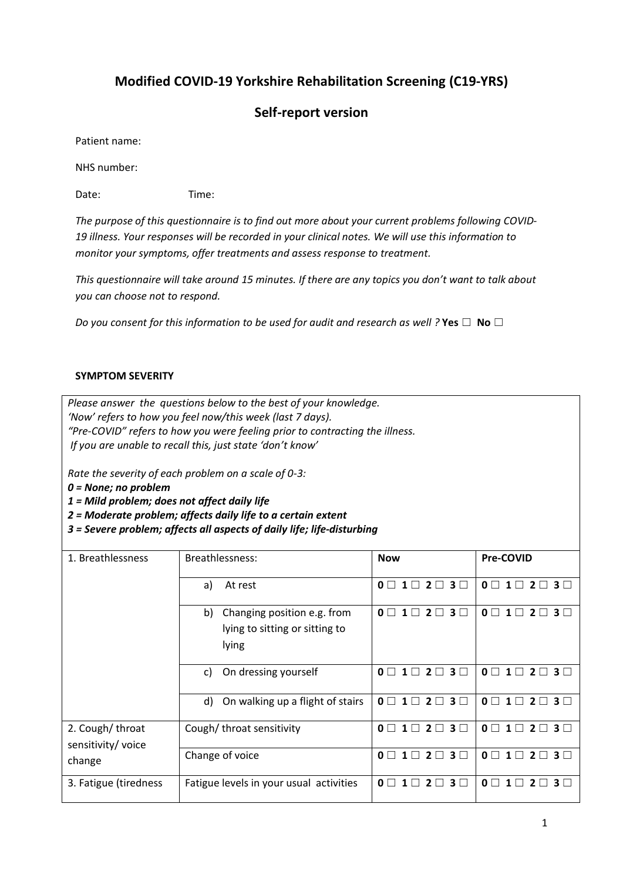# Modified COVID-19 Yorkshire Rehabilitation Screening (C19-YRS)

## Self-report version

Patient name:

NHS number:

Date: Time:

*The purpose of this questionnaire is to find out more about your current problems following COVID-19 illness. Your responses will be recorded in your clinical notes. We will use this information to monitor your symptoms, offer treatments and assess response to treatment.*

*This questionnaire will take around 15 minutes. If there are any topics you don't want to talk about you can choose not to respond.*

*Do you consent for this information to be used for audit and research as well ?* **Yes** ☐ **No** ☐

**SYMPTOM SEVERITY**

*Please answer the questions below to the best of your knowledge.*
*'Now' refers to how you feel now/this week (last 7 days).*
*"Pre-COVID" refers to how you were feeling prior to contracting the illness.*
*If you are unable to recall this, just state 'don't know'*

*Rate the severity of each problem on a scale of 0-3:*
***0 = None; no problem***
***1 = Mild problem; does not affect daily life***
***2 = Moderate problem; affects daily life to a certain extent***
***3 = Severe problem; affects all aspects of daily life; life-disturbing***

| 1. Breathlessness | Breathlessness: | **Now** | **Pre-COVID** |
|---|---|---|---|
| | a) At rest | **0** ☐ **1** ☐ **2** ☐ **3** ☐ | **0** ☐ **1** ☐ **2** ☐ **3** ☐ |
| | b) Changing position e.g. from lying to sitting or sitting to lying | **0** ☐ **1** ☐ **2** ☐ **3** ☐ | **0** ☐ **1** ☐ **2** ☐ **3** ☐ |
| | c) On dressing yourself | **0** ☐ **1** ☐ **2** ☐ **3** ☐ | **0** ☐ **1** ☐ **2** ☐ **3** ☐ |
| | d) On walking up a flight of stairs | **0** ☐ **1** ☐ **2** ☐ **3** ☐ | **0** ☐ **1** ☐ **2** ☐ **3** ☐ |
| 2. Cough/ throat sensitivity/ voice change | Cough/ throat sensitivity | **0** ☐ **1** ☐ **2** ☐ **3** ☐ | **0** ☐ **1** ☐ **2** ☐ **3** ☐ |
| | Change of voice | **0** ☐ **1** ☐ **2** ☐ **3** ☐ | **0** ☐ **1** ☐ **2** ☐ **3** ☐ |
| 3. Fatigue (tiredness | Fatigue levels in your usual activities | **0** ☐ **1** ☐ **2** ☐ **3** ☐ | **0** ☐ **1** ☐ **2** ☐ **3** ☐ |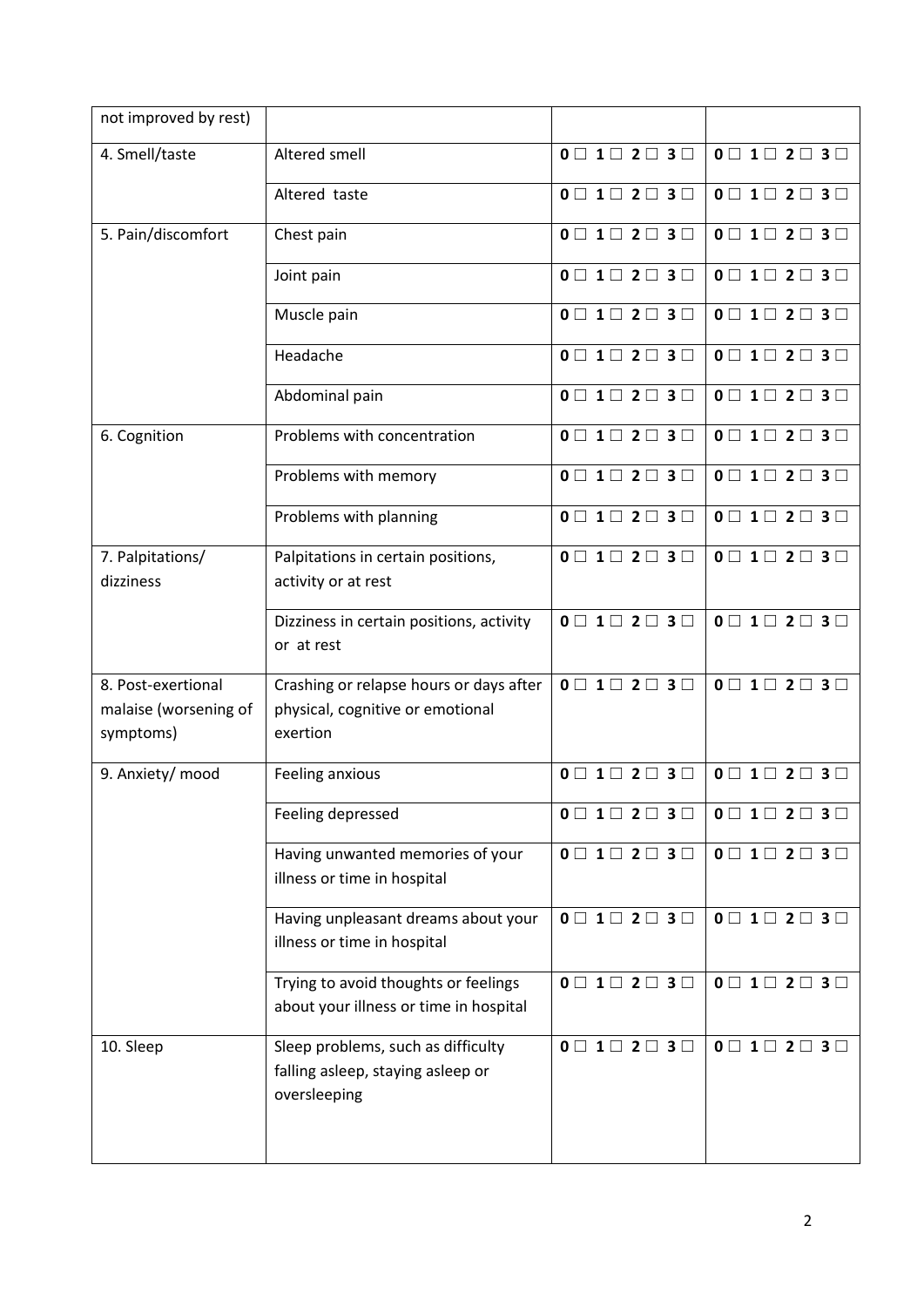| | | | |
|---|---|---|---|
| not improved by rest) | | | |
| 4. Smell/taste | Altered smell | **0** ☐ **1** ☐ **2** ☐ **3** ☐ | **0** ☐ **1** ☐ **2** ☐ **3** ☐ |
| | Altered taste | **0** ☐ **1** ☐ **2** ☐ **3** ☐ | **0** ☐ **1** ☐ **2** ☐ **3** ☐ |
| 5. Pain/discomfort | Chest pain | **0** ☐ **1** ☐ **2** ☐ **3** ☐ | **0** ☐ **1** ☐ **2** ☐ **3** ☐ |
| | Joint pain | **0** ☐ **1** ☐ **2** ☐ **3** ☐ | **0** ☐ **1** ☐ **2** ☐ **3** ☐ |
| | Muscle pain | **0** ☐ **1** ☐ **2** ☐ **3** ☐ | **0** ☐ **1** ☐ **2** ☐ **3** ☐ |
| | Headache | **0** ☐ **1** ☐ **2** ☐ **3** ☐ | **0** ☐ **1** ☐ **2** ☐ **3** ☐ |
| | Abdominal pain | **0** ☐ **1** ☐ **2** ☐ **3** ☐ | **0** ☐ **1** ☐ **2** ☐ **3** ☐ |
| 6. Cognition | Problems with concentration | **0** ☐ **1** ☐ **2** ☐ **3** ☐ | **0** ☐ **1** ☐ **2** ☐ **3** ☐ |
| | Problems with memory | **0** ☐ **1** ☐ **2** ☐ **3** ☐ | **0** ☐ **1** ☐ **2** ☐ **3** ☐ |
| | Problems with planning | **0** ☐ **1** ☐ **2** ☐ **3** ☐ | **0** ☐ **1** ☐ **2** ☐ **3** ☐ |
| 7. Palpitations/ dizziness | Palpitations in certain positions, activity or at rest | **0** ☐ **1** ☐ **2** ☐ **3** ☐ | **0** ☐ **1** ☐ **2** ☐ **3** ☐ |
| | Dizziness in certain positions, activity or at rest | **0** ☐ **1** ☐ **2** ☐ **3** ☐ | **0** ☐ **1** ☐ **2** ☐ **3** ☐ |
| 8. Post-exertional malaise (worsening of symptoms) | Crashing or relapse hours or days after physical, cognitive or emotional exertion | **0** ☐ **1** ☐ **2** ☐ **3** ☐ | **0** ☐ **1** ☐ **2** ☐ **3** ☐ |
| 9. Anxiety/ mood | Feeling anxious | **0** ☐ **1** ☐ **2** ☐ **3** ☐ | **0** ☐ **1** ☐ **2** ☐ **3** ☐ |
| | Feeling depressed | **0** ☐ **1** ☐ **2** ☐ **3** ☐ | **0** ☐ **1** ☐ **2** ☐ **3** ☐ |
| | Having unwanted memories of your illness or time in hospital | **0** ☐ **1** ☐ **2** ☐ **3** ☐ | **0** ☐ **1** ☐ **2** ☐ **3** ☐ |
| | Having unpleasant dreams about your illness or time in hospital | **0** ☐ **1** ☐ **2** ☐ **3** ☐ | **0** ☐ **1** ☐ **2** ☐ **3** ☐ |
| | Trying to avoid thoughts or feelings about your illness or time in hospital | **0** ☐ **1** ☐ **2** ☐ **3** ☐ | **0** ☐ **1** ☐ **2** ☐ **3** ☐ |
| 10. Sleep | Sleep problems, such as difficulty falling asleep, staying asleep or oversleeping | **0** ☐ **1** ☐ **2** ☐ **3** ☐ | **0** ☐ **1** ☐ **2** ☐ **3** ☐ |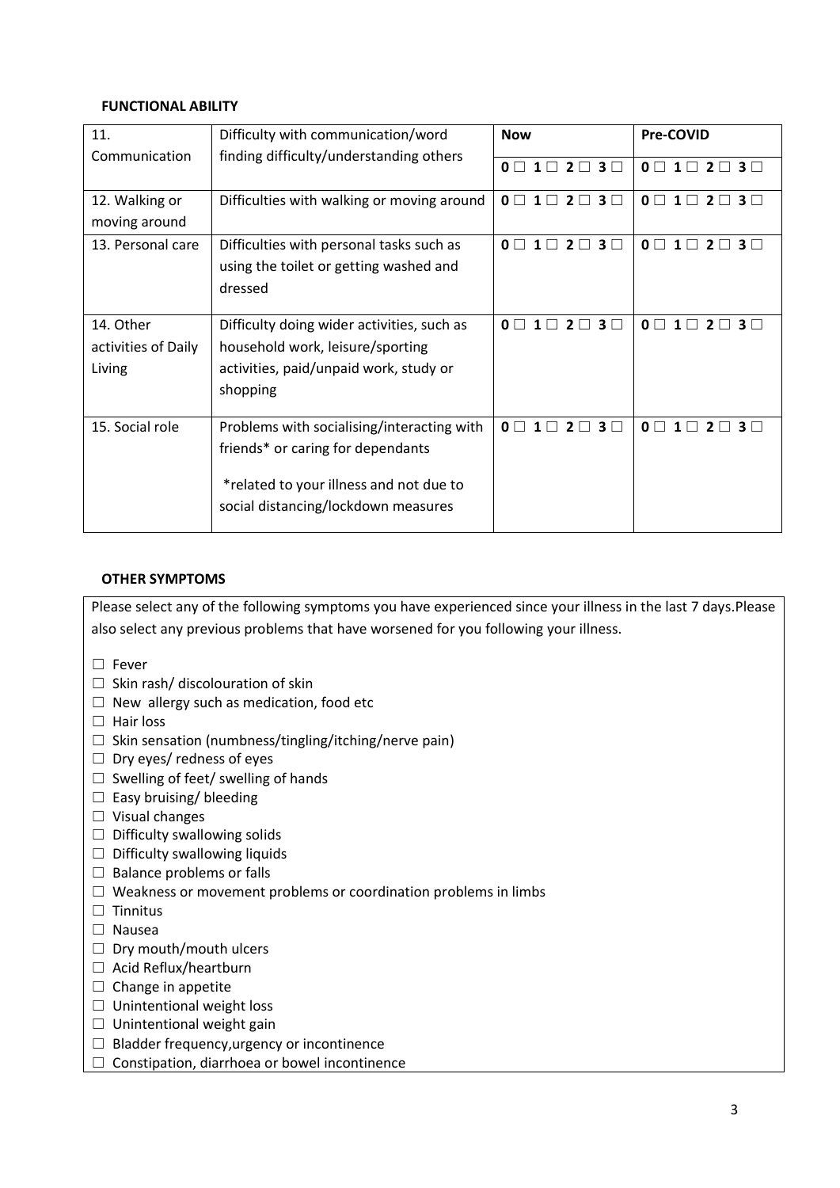**FUNCTIONAL ABILITY**

| | | **Now** | **Pre-COVID** |
|---|---|---|---|
| 11. Communication | Difficulty with communication/word finding difficulty/understanding others | **0** ☐ **1** ☐ **2** ☐ **3** ☐ | **0** ☐ **1** ☐ **2** ☐ **3** ☐ |
| 12. Walking or moving around | Difficulties with walking or moving around | **0** ☐ **1** ☐ **2** ☐ **3** ☐ | **0** ☐ **1** ☐ **2** ☐ **3** ☐ |
| 13. Personal care | Difficulties with personal tasks such as using the toilet or getting washed and dressed | **0** ☐ **1** ☐ **2** ☐ **3** ☐ | **0** ☐ **1** ☐ **2** ☐ **3** ☐ |
| 14. Other activities of Daily Living | Difficulty doing wider activities, such as household work, leisure/sporting activities, paid/unpaid work, study or shopping | **0** ☐ **1** ☐ **2** ☐ **3** ☐ | **0** ☐ **1** ☐ **2** ☐ **3** ☐ |
| 15. Social role | Problems with socialising/interacting with friends* or caring for dependants<br><br>*related to your illness and not due to social distancing/lockdown measures | **0** ☐ **1** ☐ **2** ☐ **3** ☐ | **0** ☐ **1** ☐ **2** ☐ **3** ☐ |

**OTHER SYMPTOMS**

Please select any of the following symptoms you have experienced since your illness in the last 7 days.Please also select any previous problems that have worsened for you following your illness.

☐ Fever
☐ Skin rash/ discolouration of skin
☐ New allergy such as medication, food etc
☐ Hair loss
☐ Skin sensation (numbness/tingling/itching/nerve pain)
☐ Dry eyes/ redness of eyes
☐ Swelling of feet/ swelling of hands
☐ Easy bruising/ bleeding
☐ Visual changes
☐ Difficulty swallowing solids
☐ Difficulty swallowing liquids
☐ Balance problems or falls
☐ Weakness or movement problems or coordination problems in limbs
☐ Tinnitus
☐ Nausea
☐ Dry mouth/mouth ulcers
☐ Acid Reflux/heartburn
☐ Change in appetite
☐ Unintentional weight loss
☐ Unintentional weight gain
☐ Bladder frequency,urgency or incontinence
☐ Constipation, diarrhoea or bowel incontinence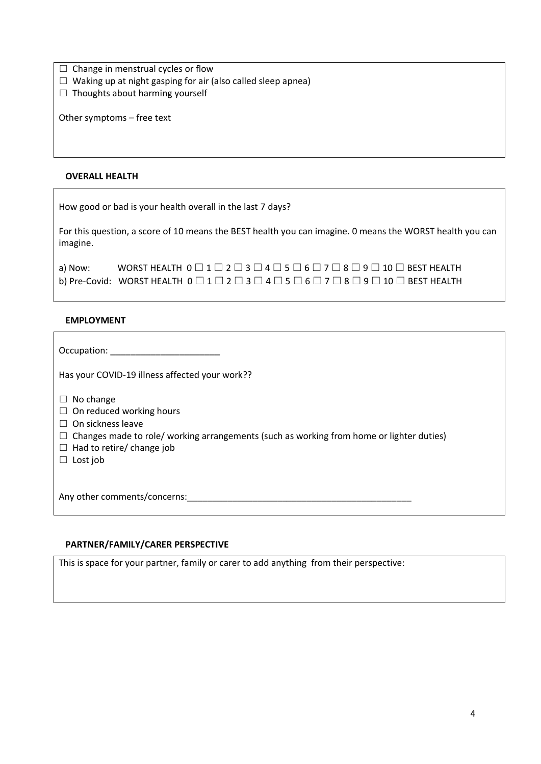☐ Change in menstrual cycles or flow
☐ Waking up at night gasping for air (also called sleep apnea)
☐ Thoughts about harming yourself

Other symptoms – free text

**OVERALL HEALTH**

How good or bad is your health overall in the last 7 days?

For this question, a score of 10 means the BEST health you can imagine. 0 means the WORST health you can imagine.

a) Now: WORST HEALTH 0 ☐ 1 ☐ 2 ☐ 3 ☐ 4 ☐ 5 ☐ 6 ☐ 7 ☐ 8 ☐ 9 ☐ 10 ☐ BEST HEALTH
b) Pre-Covid: WORST HEALTH 0 ☐ 1 ☐ 2 ☐ 3 ☐ 4 ☐ 5 ☐ 6 ☐ 7 ☐ 8 ☐ 9 ☐ 10 ☐ BEST HEALTH

**EMPLOYMENT**

Occupation: ______________________

Has your COVID-19 illness affected your work??

☐ No change
☐ On reduced working hours
☐ On sickness leave
☐ Changes made to role/ working arrangements (such as working from home or lighter duties)
☐ Had to retire/ change job
☐ Lost job

Any other comments/concerns:_______________________________________________

**PARTNER/FAMILY/CARER PERSPECTIVE**

This is space for your partner, family or carer to add anything from their perspective: